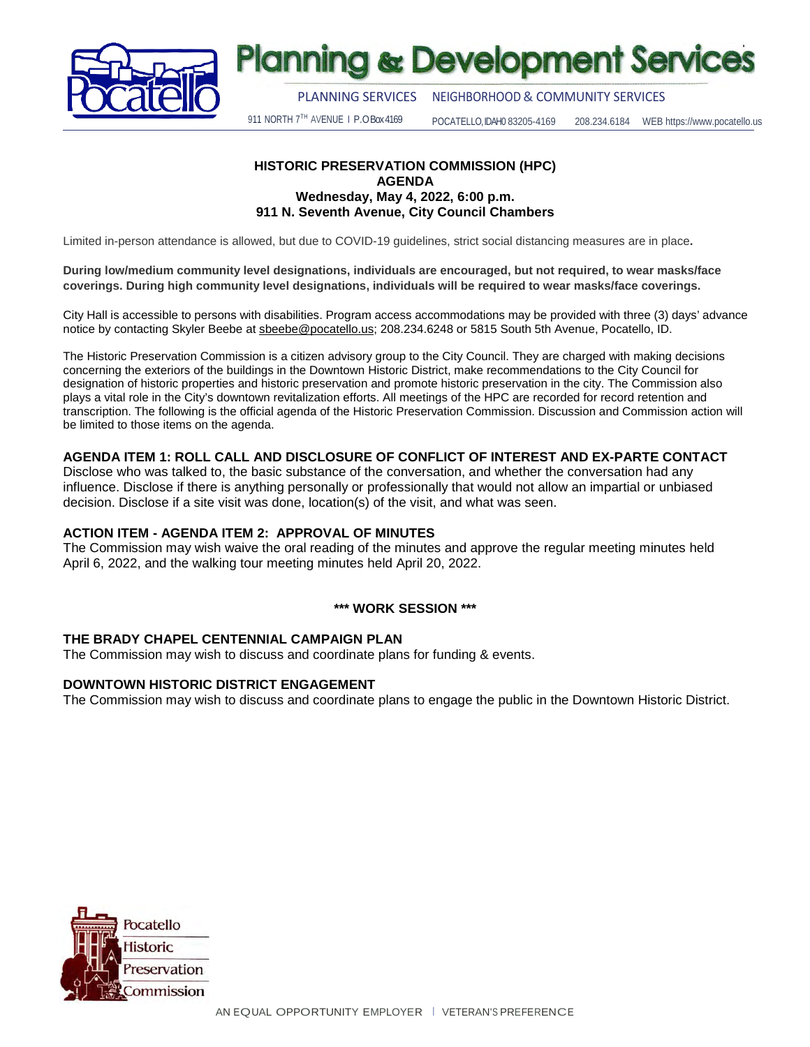# Planning & Development Services

PLANNING SERVICES NEIGHBORHOOD & COMMUNITY SERVICES

911 NORTH 7TH AVENUE | P.O Box 4169 POCATELLO, IDAHO 83205-4169 208.234.6184 WEB https://www.pocatello.us

**HISTORIC PRESERVATION COMMISSION (HPC)**
**AGENDA**
**Wednesday, May 4, 2022, 6:00 p.m.**
**911 N. Seventh Avenue, City Council Chambers**

Limited in-person attendance is allowed, but due to COVID-19 guidelines, strict social distancing measures are in place.

**During low/medium community level designations, individuals are encouraged, but not required, to wear masks/face coverings. During high community level designations, individuals will be required to wear masks/face coverings.**

City Hall is accessible to persons with disabilities. Program access accommodations may be provided with three (3) days' advance notice by contacting Skyler Beebe at sbeebe@pocatello.us; 208.234.6248 or 5815 South 5th Avenue, Pocatello, ID.

The Historic Preservation Commission is a citizen advisory group to the City Council. They are charged with making decisions concerning the exteriors of the buildings in the Downtown Historic District, make recommendations to the City Council for designation of historic properties and historic preservation and promote historic preservation in the city. The Commission also plays a vital role in the City's downtown revitalization efforts. All meetings of the HPC are recorded for record retention and transcription. The following is the official agenda of the Historic Preservation Commission. Discussion and Commission action will be limited to those items on the agenda.

### AGENDA ITEM 1: ROLL CALL AND DISCLOSURE OF CONFLICT OF INTEREST AND EX-PARTE CONTACT

Disclose who was talked to, the basic substance of the conversation, and whether the conversation had any influence. Disclose if there is anything personally or professionally that would not allow an impartial or unbiased decision. Disclose if a site visit was done, location(s) of the visit, and what was seen.

### ACTION ITEM - AGENDA ITEM 2: APPROVAL OF MINUTES

The Commission may wish waive the oral reading of the minutes and approve the regular meeting minutes held April 6, 2022, and the walking tour meeting minutes held April 20, 2022.

**\*\*\* WORK SESSION \*\*\***

### THE BRADY CHAPEL CENTENNIAL CAMPAIGN PLAN

The Commission may wish to discuss and coordinate plans for funding & events.

### DOWNTOWN HISTORIC DISTRICT ENGAGEMENT

The Commission may wish to discuss and coordinate plans to engage the public in the Downtown Historic District.

Pocatello Historic Preservation Commission

AN EQUAL OPPORTUNITY EMPLOYER | VETERAN'S PREFERENCE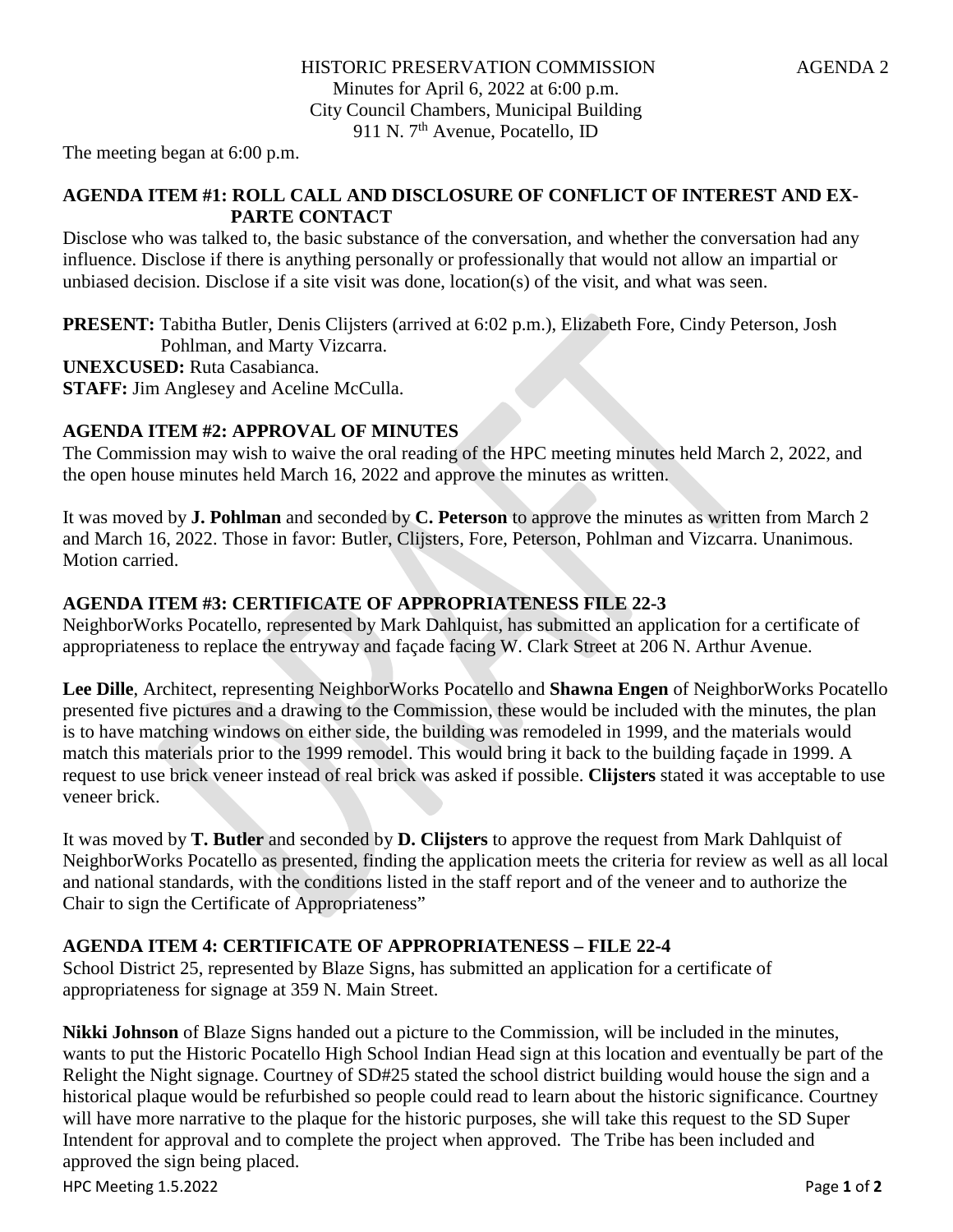HISTORIC PRESERVATION COMMISSION AGENDA 2

Minutes for April 6, 2022 at 6:00 p.m.
City Council Chambers, Municipal Building
911 N. 7th Avenue, Pocatello, ID

The meeting began at 6:00 p.m.

**AGENDA ITEM #1: ROLL CALL AND DISCLOSURE OF CONFLICT OF INTEREST AND EX-PARTE CONTACT**

Disclose who was talked to, the basic substance of the conversation, and whether the conversation had any influence. Disclose if there is anything personally or professionally that would not allow an impartial or unbiased decision. Disclose if a site visit was done, location(s) of the visit, and what was seen.

**PRESENT:** Tabitha Butler, Denis Clijsters (arrived at 6:02 p.m.), Elizabeth Fore, Cindy Peterson, Josh Pohlman, and Marty Vizcarra.
**UNEXCUSED:** Ruta Casabianca.
**STAFF:** Jim Anglesey and Aceline McCulla.

**AGENDA ITEM #2: APPROVAL OF MINUTES**

The Commission may wish to waive the oral reading of the HPC meeting minutes held March 2, 2022, and the open house minutes held March 16, 2022 and approve the minutes as written.

It was moved by **J. Pohlman** and seconded by **C. Peterson** to approve the minutes as written from March 2 and March 16, 2022. Those in favor: Butler, Clijsters, Fore, Peterson, Pohlman and Vizcarra. Unanimous. Motion carried.

**AGENDA ITEM #3: CERTIFICATE OF APPROPRIATENESS FILE 22-3**

NeighborWorks Pocatello, represented by Mark Dahlquist, has submitted an application for a certificate of appropriateness to replace the entryway and façade facing W. Clark Street at 206 N. Arthur Avenue.

**Lee Dille**, Architect, representing NeighborWorks Pocatello and **Shawna Engen** of NeighborWorks Pocatello presented five pictures and a drawing to the Commission, these would be included with the minutes, the plan is to have matching windows on either side, the building was remodeled in 1999, and the materials would match this materials prior to the 1999 remodel. This would bring it back to the building façade in 1999. A request to use brick veneer instead of real brick was asked if possible. **Clijsters** stated it was acceptable to use veneer brick.

It was moved by **T. Butler** and seconded by **D. Clijsters** to approve the request from Mark Dahlquist of NeighborWorks Pocatello as presented, finding the application meets the criteria for review as well as all local and national standards, with the conditions listed in the staff report and of the veneer and to authorize the Chair to sign the Certificate of Appropriateness"

**AGENDA ITEM 4: CERTIFICATE OF APPROPRIATENESS – FILE 22-4**

School District 25, represented by Blaze Signs, has submitted an application for a certificate of appropriateness for signage at 359 N. Main Street.

**Nikki Johnson** of Blaze Signs handed out a picture to the Commission, will be included in the minutes, wants to put the Historic Pocatello High School Indian Head sign at this location and eventually be part of the Relight the Night signage. Courtney of SD#25 stated the school district building would house the sign and a historical plaque would be refurbished so people could read to learn about the historic significance. Courtney will have more narrative to the plaque for the historic purposes, she will take this request to the SD Super Intendent for approval and to complete the project when approved. The Tribe has been included and approved the sign being placed.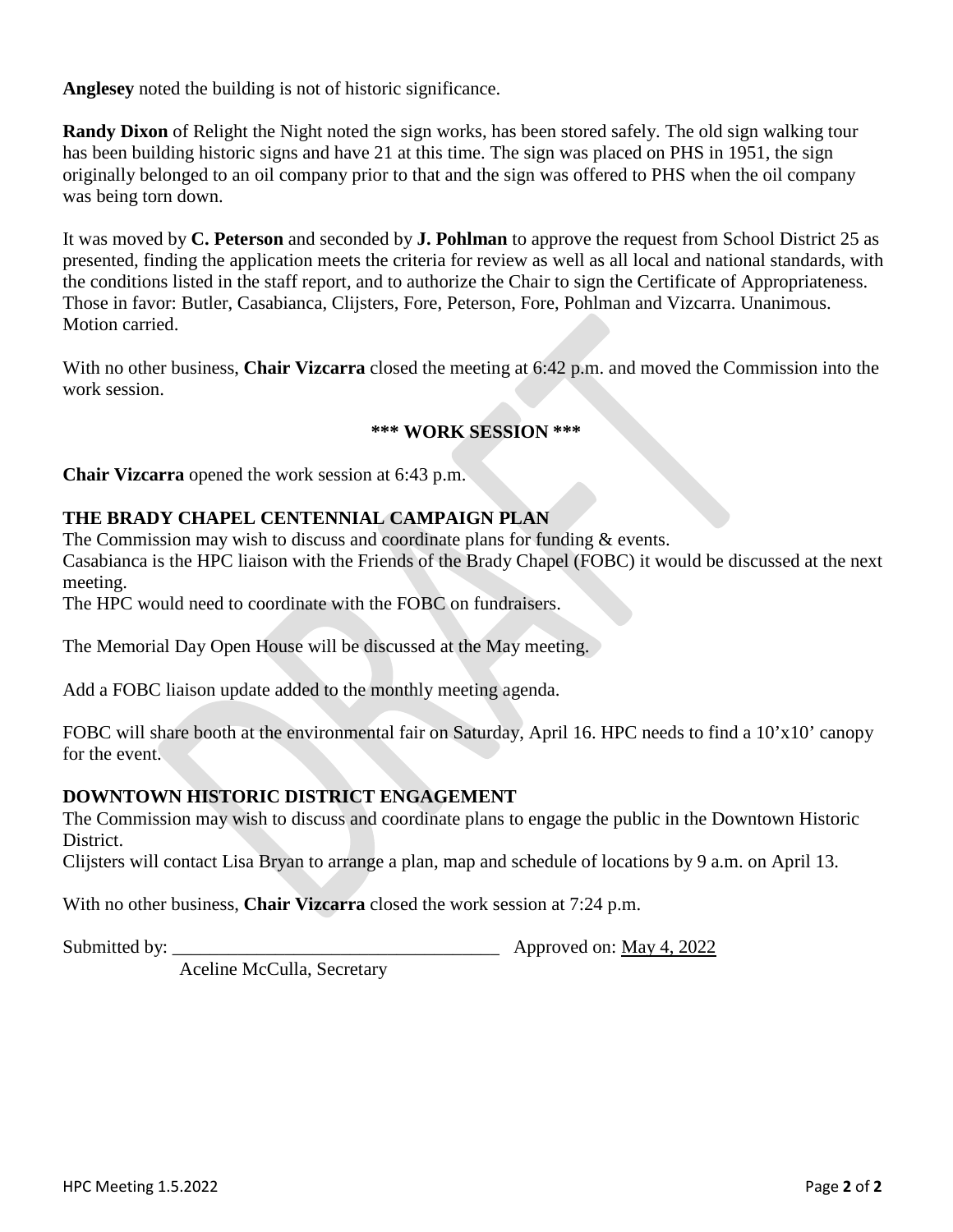**Anglesey** noted the building is not of historic significance.

**Randy Dixon** of Relight the Night noted the sign works, has been stored safely. The old sign walking tour has been building historic signs and have 21 at this time. The sign was placed on PHS in 1951, the sign originally belonged to an oil company prior to that and the sign was offered to PHS when the oil company was being torn down.

It was moved by **C. Peterson** and seconded by **J. Pohlman** to approve the request from School District 25 as presented, finding the application meets the criteria for review as well as all local and national standards, with the conditions listed in the staff report, and to authorize the Chair to sign the Certificate of Appropriateness. Those in favor: Butler, Casabianca, Clijsters, Fore, Peterson, Fore, Pohlman and Vizcarra. Unanimous. Motion carried.

With no other business, **Chair Vizcarra** closed the meeting at 6:42 p.m. and moved the Commission into the work session.

**\*\*\* WORK SESSION \*\*\***

**Chair Vizcarra** opened the work session at 6:43 p.m.

**THE BRADY CHAPEL CENTENNIAL CAMPAIGN PLAN**

The Commission may wish to discuss and coordinate plans for funding & events.
Casabianca is the HPC liaison with the Friends of the Brady Chapel (FOBC) it would be discussed at the next meeting.
The HPC would need to coordinate with the FOBC on fundraisers.

The Memorial Day Open House will be discussed at the May meeting.

Add a FOBC liaison update added to the monthly meeting agenda.

FOBC will share booth at the environmental fair on Saturday, April 16. HPC needs to find a 10'x10' canopy for the event.

**DOWNTOWN HISTORIC DISTRICT ENGAGEMENT**

The Commission may wish to discuss and coordinate plans to engage the public in the Downtown Historic District.
Clijsters will contact Lisa Bryan to arrange a plan, map and schedule of locations by 9 a.m. on April 13.

With no other business, **Chair Vizcarra** closed the work session at 7:24 p.m.

Submitted by: ___________________________________ Approved on: May 4, 2022
Aceline McCulla, Secretary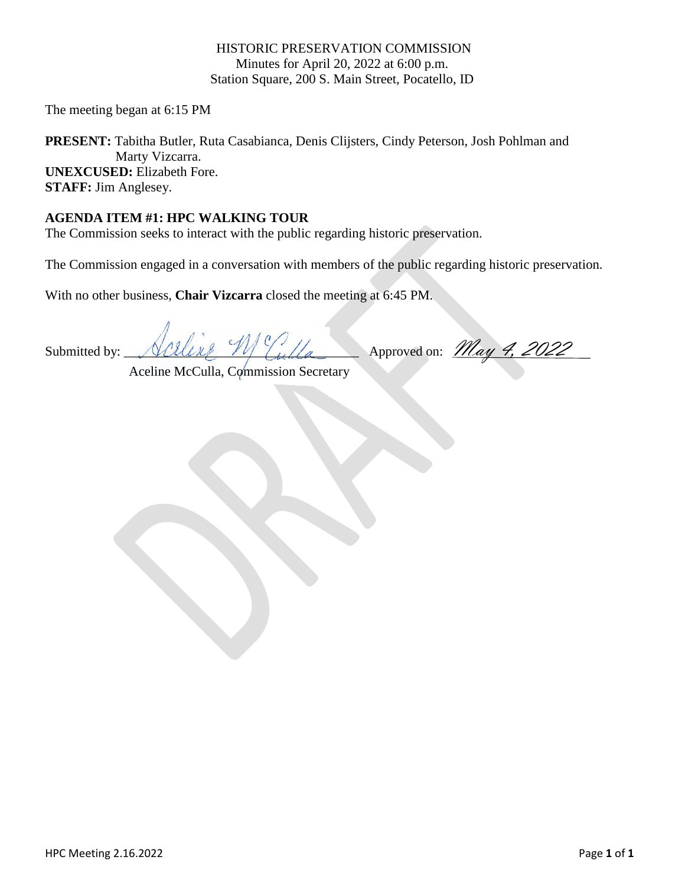HISTORIC PRESERVATION COMMISSION
Minutes for April 20, 2022 at 6:00 p.m.
Station Square, 200 S. Main Street, Pocatello, ID

The meeting began at 6:15 PM

**PRESENT:** Tabitha Butler, Ruta Casabianca, Denis Clijsters, Cindy Peterson, Josh Pohlman and Marty Vizcarra.
**UNEXCUSED:** Elizabeth Fore.
**STAFF:** Jim Anglesey.

**AGENDA ITEM #1: HPC WALKING TOUR**
The Commission seeks to interact with the public regarding historic preservation.

The Commission engaged in a conversation with members of the public regarding historic preservation.

With no other business, **Chair Vizcarra** closed the meeting at 6:45 PM.

Submitted by: *Aceline McCulla* Approved on: *May 4, 2022*
Aceline McCulla, Commission Secretary

DRAFT